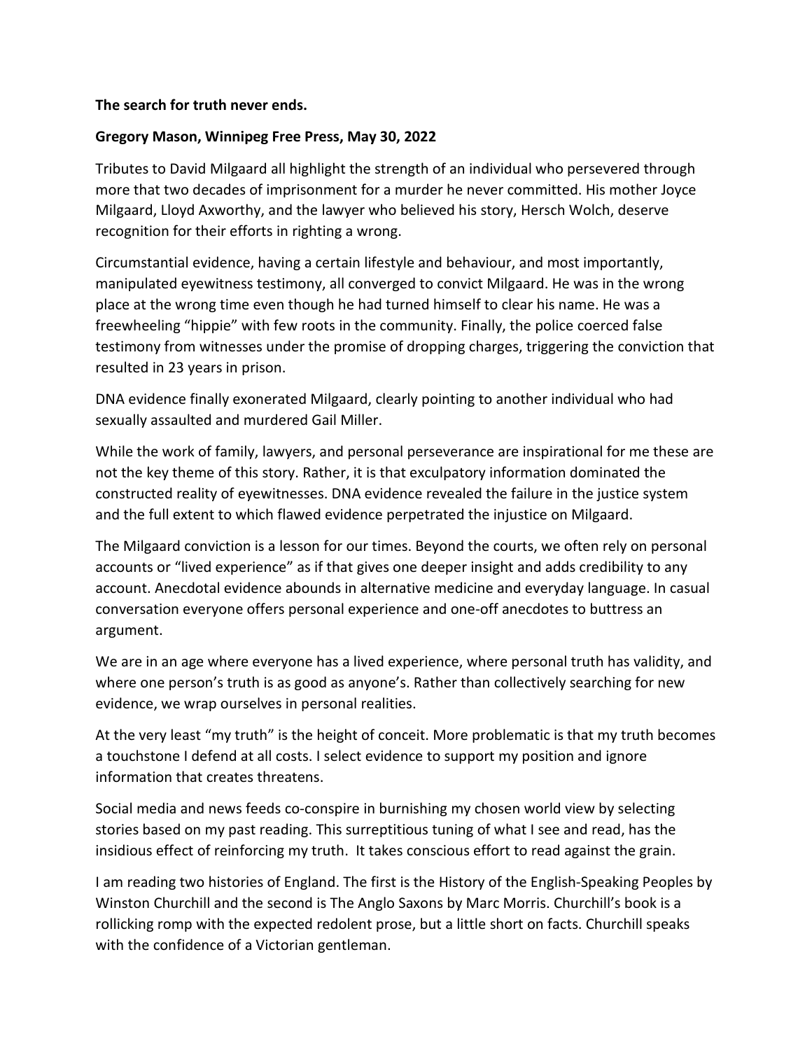**The search for truth never ends.**

**Gregory Mason, Winnipeg Free Press, May 30, 2022**

Tributes to David Milgaard all highlight the strength of an individual who persevered through more that two decades of imprisonment for a murder he never committed. His mother Joyce Milgaard, Lloyd Axworthy, and the lawyer who believed his story, Hersch Wolch, deserve recognition for their efforts in righting a wrong.

Circumstantial evidence, having a certain lifestyle and behaviour, and most importantly, manipulated eyewitness testimony, all converged to convict Milgaard. He was in the wrong place at the wrong time even though he had turned himself to clear his name. He was a freewheeling "hippie" with few roots in the community. Finally, the police coerced false testimony from witnesses under the promise of dropping charges, triggering the conviction that resulted in 23 years in prison.

DNA evidence finally exonerated Milgaard, clearly pointing to another individual who had sexually assaulted and murdered Gail Miller.

While the work of family, lawyers, and personal perseverance are inspirational for me these are not the key theme of this story. Rather, it is that exculpatory information dominated the constructed reality of eyewitnesses. DNA evidence revealed the failure in the justice system and the full extent to which flawed evidence perpetrated the injustice on Milgaard.

The Milgaard conviction is a lesson for our times. Beyond the courts, we often rely on personal accounts or "lived experience" as if that gives one deeper insight and adds credibility to any account. Anecdotal evidence abounds in alternative medicine and everyday language. In casual conversation everyone offers personal experience and one-off anecdotes to buttress an argument.

We are in an age where everyone has a lived experience, where personal truth has validity, and where one person's truth is as good as anyone's. Rather than collectively searching for new evidence, we wrap ourselves in personal realities.

At the very least "my truth" is the height of conceit. More problematic is that my truth becomes a touchstone I defend at all costs. I select evidence to support my position and ignore information that creates threatens.

Social media and news feeds co-conspire in burnishing my chosen world view by selecting stories based on my past reading. This surreptitious tuning of what I see and read, has the insidious effect of reinforcing my truth. It takes conscious effort to read against the grain.

I am reading two histories of England. The first is the History of the English-Speaking Peoples by Winston Churchill and the second is The Anglo Saxons by Marc Morris. Churchill's book is a rollicking romp with the expected redolent prose, but a little short on facts. Churchill speaks with the confidence of a Victorian gentleman.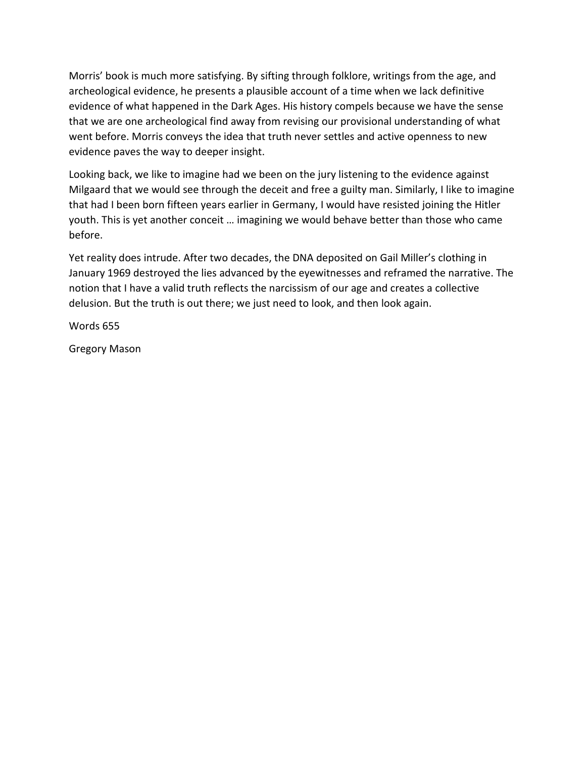Morris' book is much more satisfying. By sifting through folklore, writings from the age, and archeological evidence, he presents a plausible account of a time when we lack definitive evidence of what happened in the Dark Ages. His history compels because we have the sense that we are one archeological find away from revising our provisional understanding of what went before. Morris conveys the idea that truth never settles and active openness to new evidence paves the way to deeper insight.

Looking back, we like to imagine had we been on the jury listening to the evidence against Milgaard that we would see through the deceit and free a guilty man. Similarly, I like to imagine that had I been born fifteen years earlier in Germany, I would have resisted joining the Hitler youth. This is yet another conceit … imagining we would behave better than those who came before.

Yet reality does intrude. After two decades, the DNA deposited on Gail Miller's clothing in January 1969 destroyed the lies advanced by the eyewitnesses and reframed the narrative. The notion that I have a valid truth reflects the narcissism of our age and creates a collective delusion. But the truth is out there; we just need to look, and then look again.

Words 655

Gregory Mason